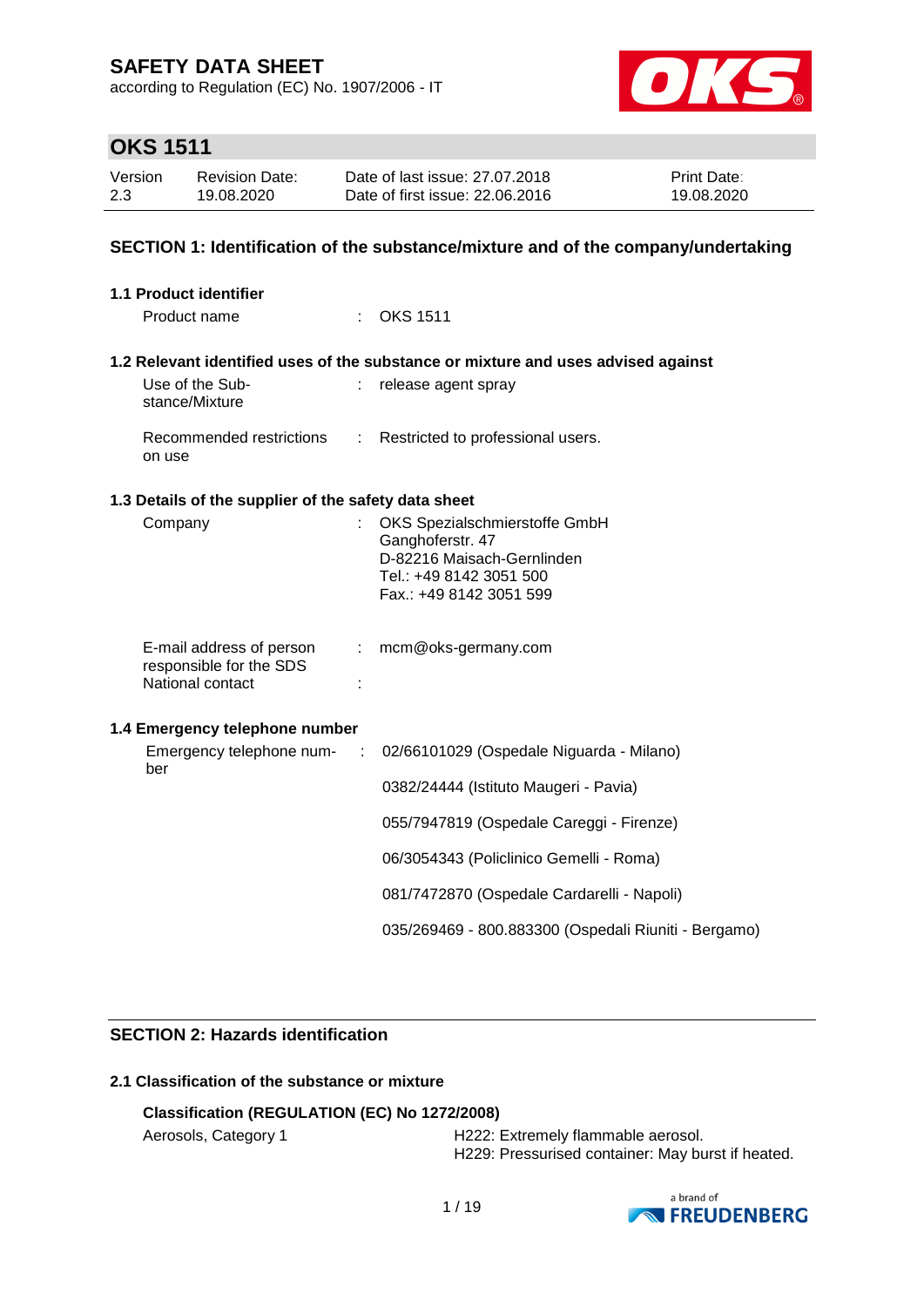# SAFETY DATA SHEET

according to Regulation (EC) No. 1907/2006 - IT

## OKS 1511

| Version | Revision Date: | Date of last issue: 27.07.2018 | Print Date: |
|---|---|---|---|
| 2.3 | 19.08.2020 | Date of first issue: 22.06.2016 | 19.08.2020 |

## SECTION 1: Identification of the substance/mixture and of the company/undertaking

### 1.1 Product identifier

Product name : OKS 1511

### 1.2 Relevant identified uses of the substance or mixture and uses advised against

Use of the Substance/Mixture : release agent spray

Recommended restrictions on use : Restricted to professional users.

### 1.3 Details of the supplier of the safety data sheet

Company : OKS Spezialschmierstoffe GmbH
Ganghoferstr. 47
D-82216 Maisach-Gernlinden
Tel.: +49 8142 3051 500
Fax.: +49 8142 3051 599

E-mail address of person responsible for the SDS : mcm@oks-germany.com

National contact :

### 1.4 Emergency telephone number

Emergency telephone number : 02/66101029 (Ospedale Niguarda - Milano)

0382/24444 (Istituto Maugeri - Pavia)

055/7947819 (Ospedale Careggi - Firenze)

06/3054343 (Policlinico Gemelli - Roma)

081/7472870 (Ospedale Cardarelli - Napoli)

035/269469 - 800.883300 (Ospedali Riuniti - Bergamo)

## SECTION 2: Hazards identification

### 2.1 Classification of the substance or mixture

**Classification (REGULATION (EC) No 1272/2008)**

Aerosols, Category 1 — H222: Extremely flammable aerosol.
H229: Pressurised container: May burst if heated.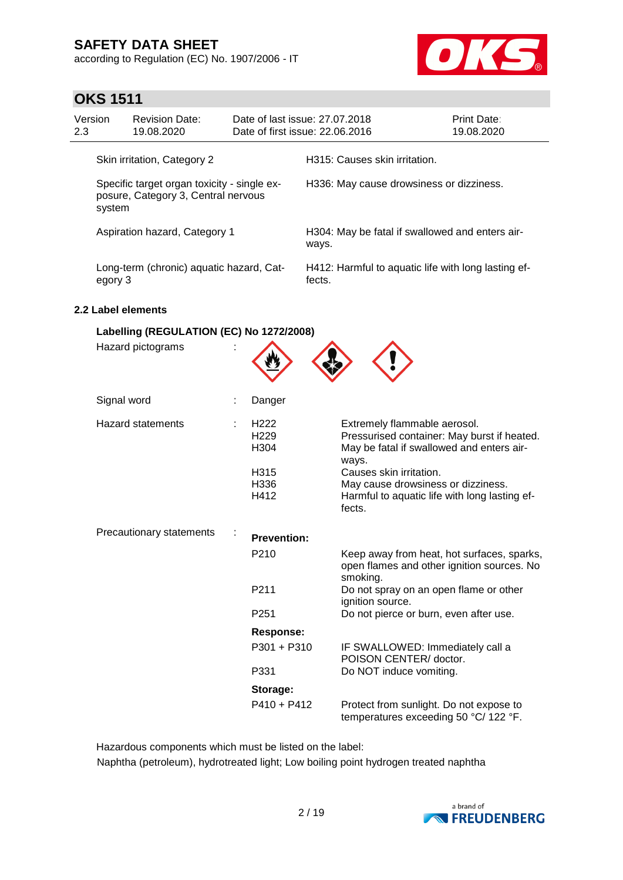| | |
|---|---|
| Skin irritation, Category 2 | H315: Causes skin irritation. |
| Specific target organ toxicity - single exposure, Category 3, Central nervous system | H336: May cause drowsiness or dizziness. |
| Aspiration hazard, Category 1 | H304: May be fatal if swallowed and enters airways. |
| Long-term (chronic) aquatic hazard, Category 3 | H412: Harmful to aquatic life with long lasting effects. |

### 2.2 Label elements

**Labelling (REGULATION (EC) No 1272/2008)**

Hazard pictograms :

Signal word : Danger

Hazard statements :

| | |
|---|---|
| H222 | Extremely flammable aerosol. |
| H229 | Pressurised container: May burst if heated. |
| H304 | May be fatal if swallowed and enters airways. |
| H315 | Causes skin irritation. |
| H336 | May cause drowsiness or dizziness. |
| H412 | Harmful to aquatic life with long lasting effects. |

Precautionary statements :

**Prevention:**

| | |
|---|---|
| P210 | Keep away from heat, hot surfaces, sparks, open flames and other ignition sources. No smoking. |
| P211 | Do not spray on an open flame or other ignition source. |
| P251 | Do not pierce or burn, even after use. |

**Response:**

| | |
|---|---|
| P301 + P310 | IF SWALLOWED: Immediately call a POISON CENTER/ doctor. |
| P331 | Do NOT induce vomiting. |

**Storage:**

| | |
|---|---|
| P410 + P412 | Protect from sunlight. Do not expose to temperatures exceeding 50 °C/ 122 °F. |

Hazardous components which must be listed on the label:

Naphtha (petroleum), hydrotreated light; Low boiling point hydrogen treated naphtha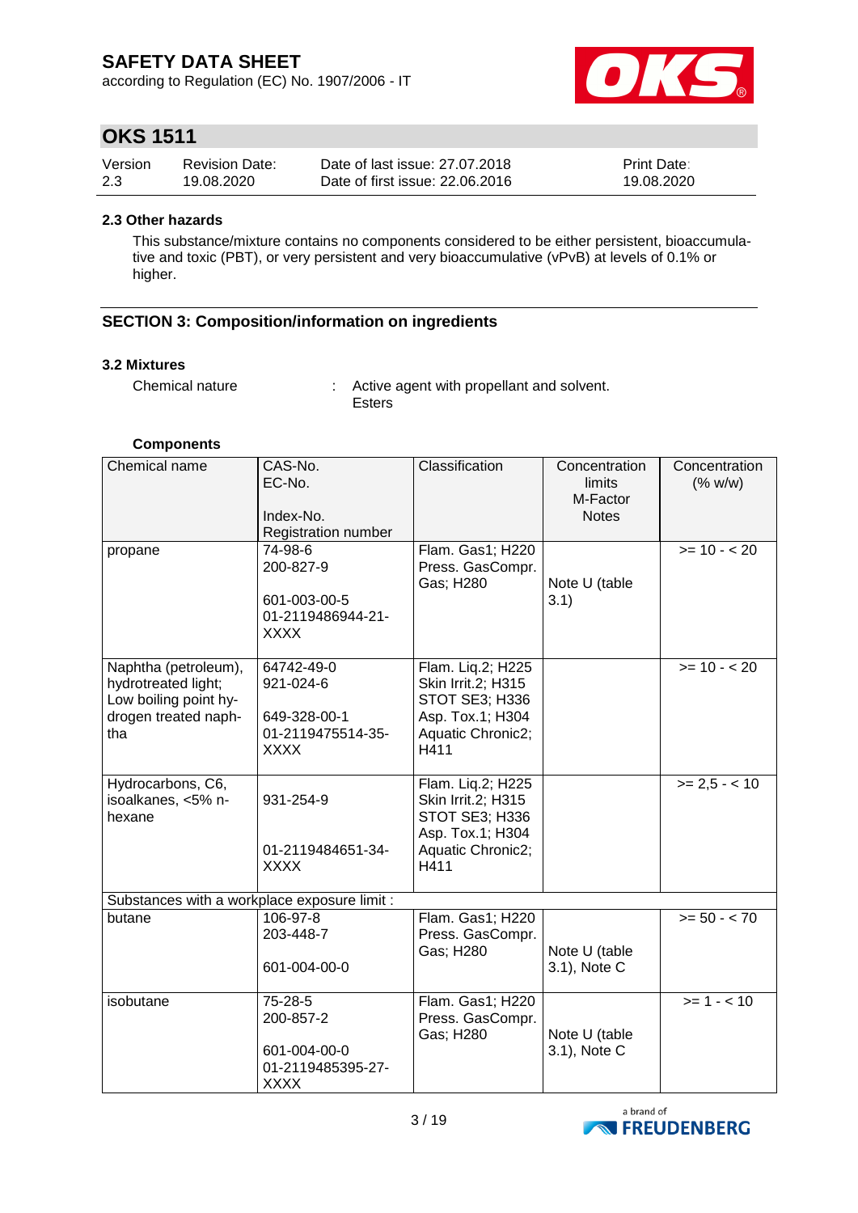#### 2.3 Other hazards

This substance/mixture contains no components considered to be either persistent, bioaccumulative and toxic (PBT), or very persistent and very bioaccumulative (vPvB) at levels of 0.1% or higher.

## SECTION 3: Composition/information on ingredients

### 3.2 Mixtures

Chemical nature : Active agent with propellant and solvent. Esters

**Components**

| Chemical name | CAS-No.<br>EC-No.<br><br>Index-No.<br>Registration number | Classification | Concentration limits<br>M-Factor<br>Notes | Concentration (% w/w) |
|---|---|---|---|---|
| propane | 74-98-6<br>200-827-9<br><br>601-003-00-5<br>01-2119486944-21-XXXX | Flam. Gas1; H220<br>Press. GasCompr. Gas; H280 | Note U (table 3.1) | >= 10 - < 20 |
| Naphtha (petroleum), hydrotreated light; Low boiling point hydrogen treated naphtha | 64742-49-0<br>921-024-6<br><br>649-328-00-1<br>01-2119475514-35-XXXX | Flam. Liq.2; H225<br>Skin Irrit.2; H315<br>STOT SE3; H336<br>Asp. Tox.1; H304<br>Aquatic Chronic2; H411 | | >= 10 - < 20 |
| Hydrocarbons, C6, isoalkanes, <5% n-hexane | 931-254-9<br><br>01-2119484651-34-XXXX | Flam. Liq.2; H225<br>Skin Irrit.2; H315<br>STOT SE3; H336<br>Asp. Tox.1; H304<br>Aquatic Chronic2; H411 | | >= 2,5 - < 10 |
| Substances with a workplace exposure limit : | | | | |
| butane | 106-97-8<br>203-448-7<br><br>601-004-00-0 | Flam. Gas1; H220<br>Press. GasCompr. Gas; H280 | Note U (table 3.1), Note C | >= 50 - < 70 |
| isobutane | 75-28-5<br>200-857-2<br><br>601-004-00-0<br>01-2119485395-27-XXXX | Flam. Gas1; H220<br>Press. GasCompr. Gas; H280 | Note U (table 3.1), Note C | >= 1 - < 10 |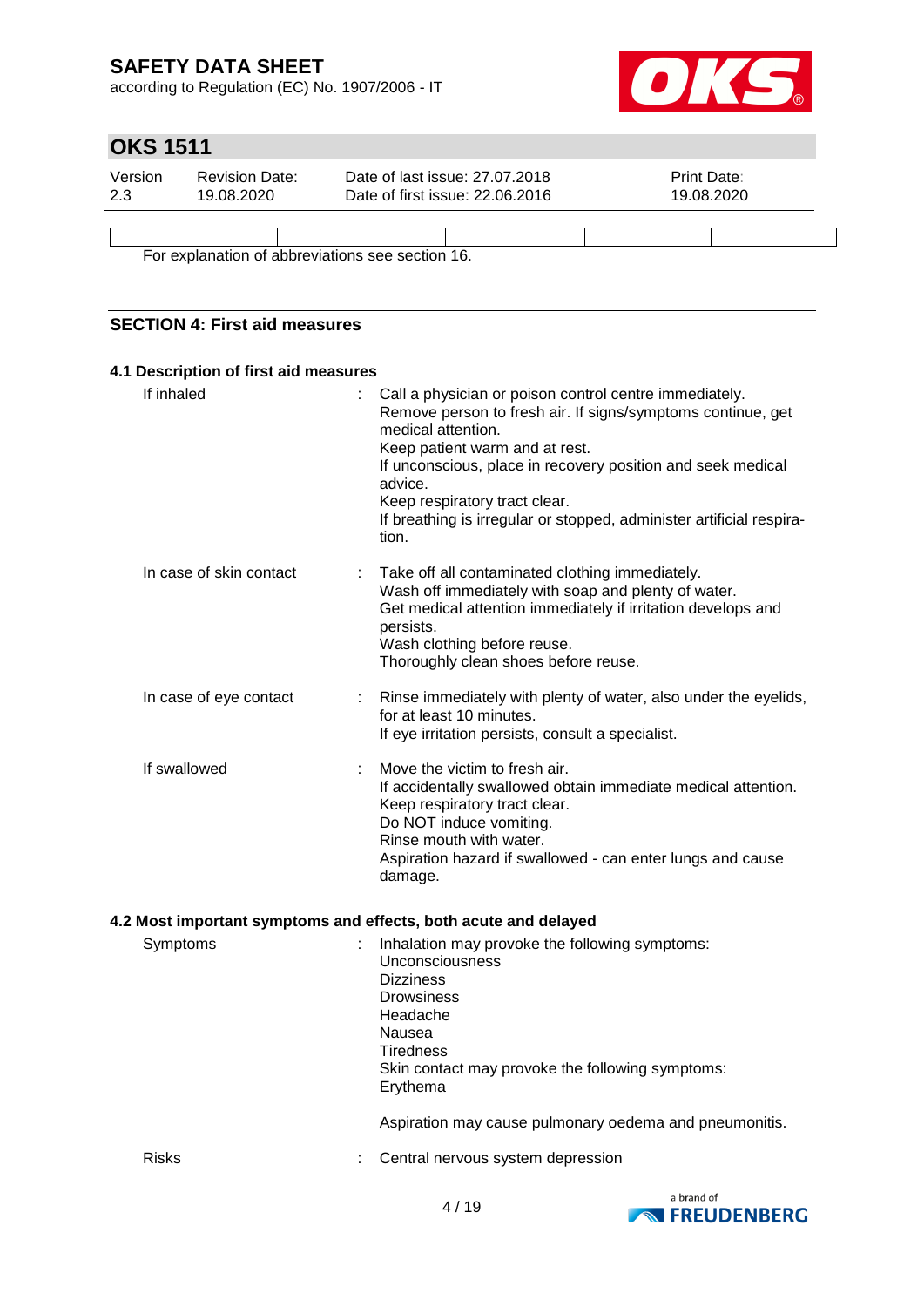For explanation of abbreviations see section 16.

## SECTION 4: First aid measures

### 4.1 Description of first aid measures

| | |
|---|---|
| If inhaled | : Call a physician or poison control centre immediately.<br>Remove person to fresh air. If signs/symptoms continue, get medical attention.<br>Keep patient warm and at rest.<br>If unconscious, place in recovery position and seek medical advice.<br>Keep respiratory tract clear.<br>If breathing is irregular or stopped, administer artificial respiration. |
| In case of skin contact | : Take off all contaminated clothing immediately.<br>Wash off immediately with soap and plenty of water.<br>Get medical attention immediately if irritation develops and persists.<br>Wash clothing before reuse.<br>Thoroughly clean shoes before reuse. |
| In case of eye contact | : Rinse immediately with plenty of water, also under the eyelids, for at least 10 minutes.<br>If eye irritation persists, consult a specialist. |
| If swallowed | : Move the victim to fresh air.<br>If accidentally swallowed obtain immediate medical attention.<br>Keep respiratory tract clear.<br>Do NOT induce vomiting.<br>Rinse mouth with water.<br>Aspiration hazard if swallowed - can enter lungs and cause damage. |

### 4.2 Most important symptoms and effects, both acute and delayed

| | |
|---|---|
| Symptoms | : Inhalation may provoke the following symptoms:<br>Unconsciousness<br>Dizziness<br>Drowsiness<br>Headache<br>Nausea<br>Tiredness<br>Skin contact may provoke the following symptoms:<br>Erythema<br><br>Aspiration may cause pulmonary oedema and pneumonitis. |
| Risks | : Central nervous system depression |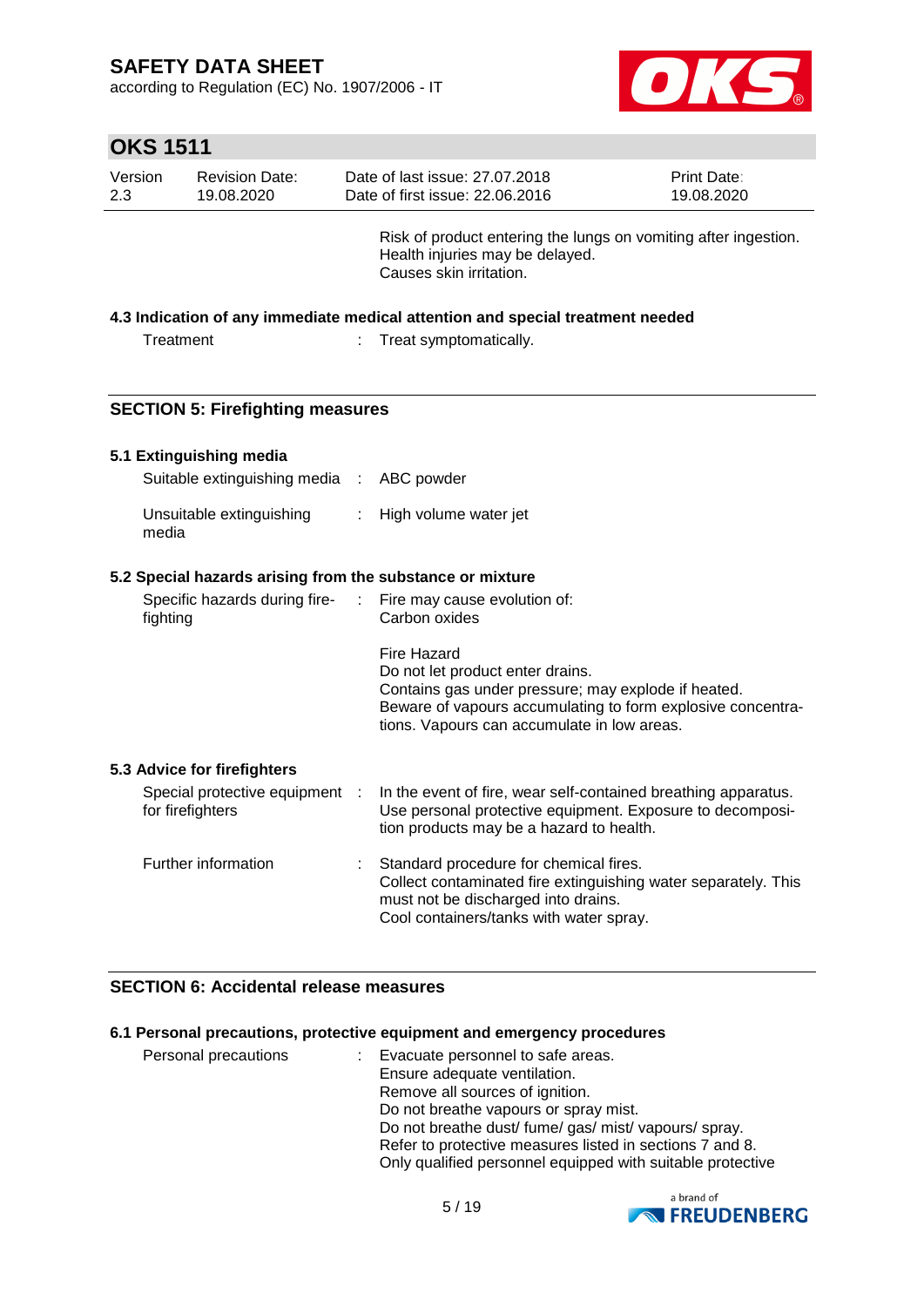Risk of product entering the lungs on vomiting after ingestion.
Health injuries may be delayed.
Causes skin irritation.

### 4.3 Indication of any immediate medical attention and special treatment needed

| | |
|---|---|
| Treatment | : Treat symptomatically. |

## SECTION 5: Firefighting measures

### 5.1 Extinguishing media

| | |
|---|---|
| Suitable extinguishing media | : ABC powder |
| Unsuitable extinguishing media | : High volume water jet |

### 5.2 Special hazards arising from the substance or mixture

| | |
|---|---|
| Specific hazards during fire-fighting | : Fire may cause evolution of: Carbon oxides<br><br>Fire Hazard<br>Do not let product enter drains.<br>Contains gas under pressure; may explode if heated.<br>Beware of vapours accumulating to form explosive concentrations. Vapours can accumulate in low areas. |

### 5.3 Advice for firefighters

| | |
|---|---|
| Special protective equipment for firefighters | : In the event of fire, wear self-contained breathing apparatus. Use personal protective equipment. Exposure to decomposition products may be a hazard to health. |
| Further information | : Standard procedure for chemical fires.<br>Collect contaminated fire extinguishing water separately. This must not be discharged into drains.<br>Cool containers/tanks with water spray. |

## SECTION 6: Accidental release measures

### 6.1 Personal precautions, protective equipment and emergency procedures

| | |
|---|---|
| Personal precautions | : Evacuate personnel to safe areas.<br>Ensure adequate ventilation.<br>Remove all sources of ignition.<br>Do not breathe vapours or spray mist.<br>Do not breathe dust/ fume/ gas/ mist/ vapours/ spray.<br>Refer to protective measures listed in sections 7 and 8.<br>Only qualified personnel equipped with suitable protective |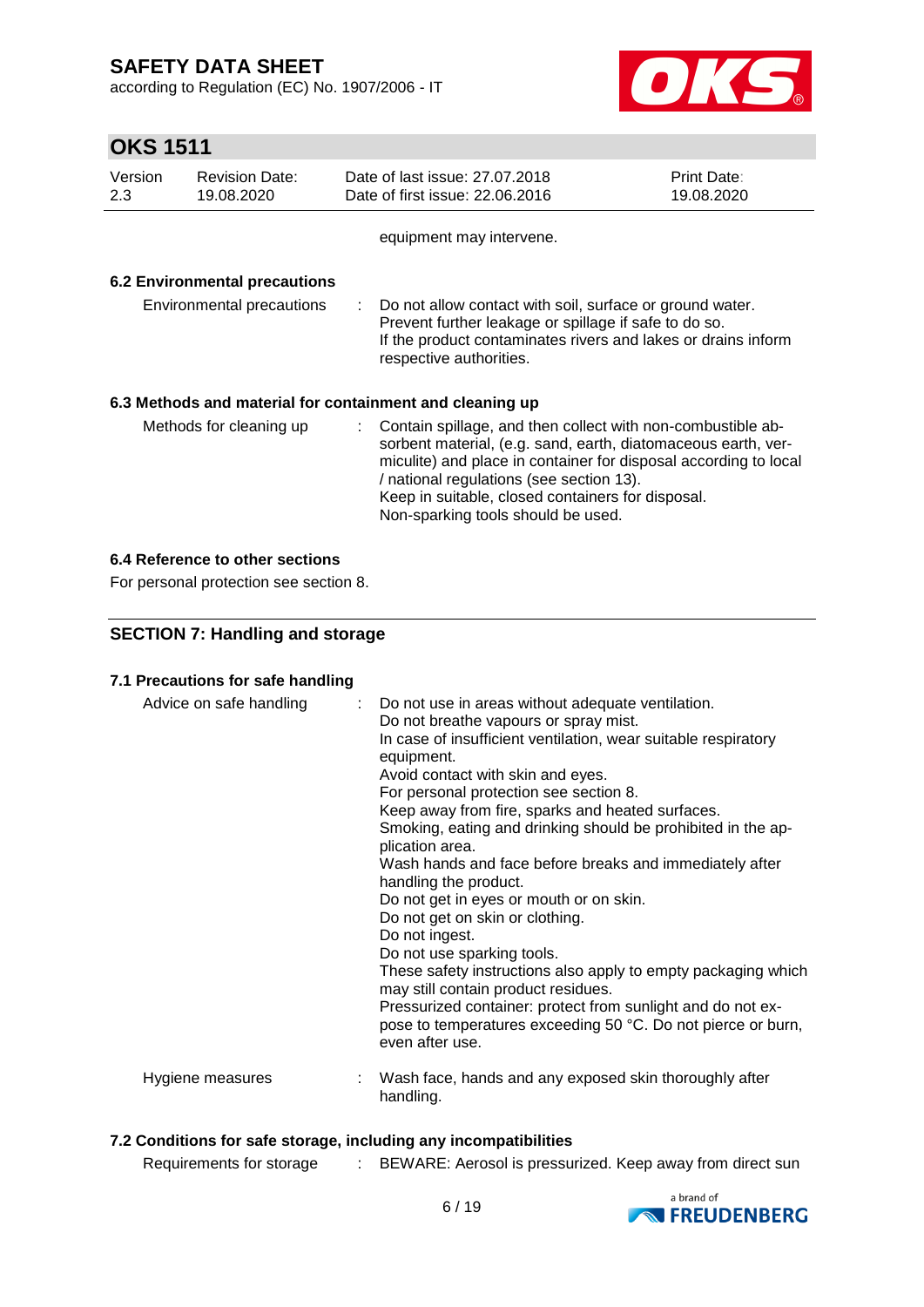equipment may intervene.

### 6.2 Environmental precautions

Environmental precautions : Do not allow contact with soil, surface or ground water.
Prevent further leakage or spillage if safe to do so.
If the product contaminates rivers and lakes or drains inform respective authorities.

### 6.3 Methods and material for containment and cleaning up

Methods for cleaning up : Contain spillage, and then collect with non-combustible absorbent material, (e.g. sand, earth, diatomaceous earth, vermiculite) and place in container for disposal according to local / national regulations (see section 13).
Keep in suitable, closed containers for disposal.
Non-sparking tools should be used.

### 6.4 Reference to other sections

For personal protection see section 8.

## SECTION 7: Handling and storage

### 7.1 Precautions for safe handling

Advice on safe handling : Do not use in areas without adequate ventilation.
Do not breathe vapours or spray mist.
In case of insufficient ventilation, wear suitable respiratory equipment.
Avoid contact with skin and eyes.
For personal protection see section 8.
Keep away from fire, sparks and heated surfaces.
Smoking, eating and drinking should be prohibited in the application area.
Wash hands and face before breaks and immediately after handling the product.
Do not get in eyes or mouth or on skin.
Do not get on skin or clothing.
Do not ingest.
Do not use sparking tools.
These safety instructions also apply to empty packaging which may still contain product residues.
Pressurized container: protect from sunlight and do not expose to temperatures exceeding 50 °C. Do not pierce or burn, even after use.

Hygiene measures : Wash face, hands and any exposed skin thoroughly after handling.

### 7.2 Conditions for safe storage, including any incompatibilities

Requirements for storage : BEWARE: Aerosol is pressurized. Keep away from direct sun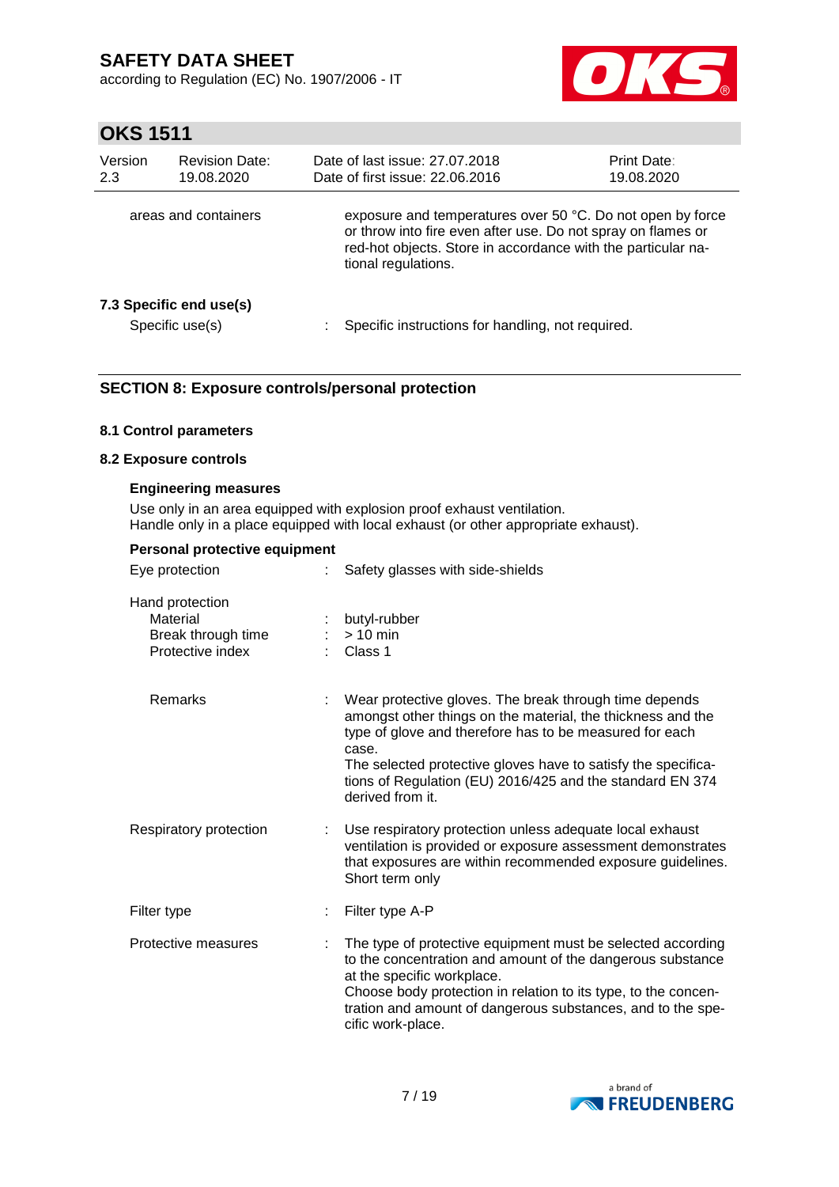| | | |
|---|---|---|
| areas and containers | | exposure and temperatures over 50 °C. Do not open by force or throw into fire even after use. Do not spray on flames or red-hot objects. Store in accordance with the particular national regulations. |

**7.3 Specific end use(s)**

| | | |
|---|---|---|
| Specific use(s) | : | Specific instructions for handling, not required. |

## SECTION 8: Exposure controls/personal protection

**8.1 Control parameters**

**8.2 Exposure controls**

**Engineering measures**

Use only in an area equipped with explosion proof exhaust ventilation.
Handle only in a place equipped with local exhaust (or other appropriate exhaust).

**Personal protective equipment**

| | | |
|---|---|---|
| Eye protection | : | Safety glasses with side-shields |
| Hand protection | | |
| Material | : | butyl-rubber |
| Break through time | : | > 10 min |
| Protective index | : | Class 1 |
| Remarks | : | Wear protective gloves. The break through time depends amongst other things on the material, the thickness and the type of glove and therefore has to be measured for each case.<br>The selected protective gloves have to satisfy the specifications of Regulation (EU) 2016/425 and the standard EN 374 derived from it. |
| Respiratory protection | : | Use respiratory protection unless adequate local exhaust ventilation is provided or exposure assessment demonstrates that exposures are within recommended exposure guidelines.<br>Short term only |
| Filter type | : | Filter type A-P |
| Protective measures | : | The type of protective equipment must be selected according to the concentration and amount of the dangerous substance at the specific workplace.<br>Choose body protection in relation to its type, to the concentration and amount of dangerous substances, and to the specific work-place. |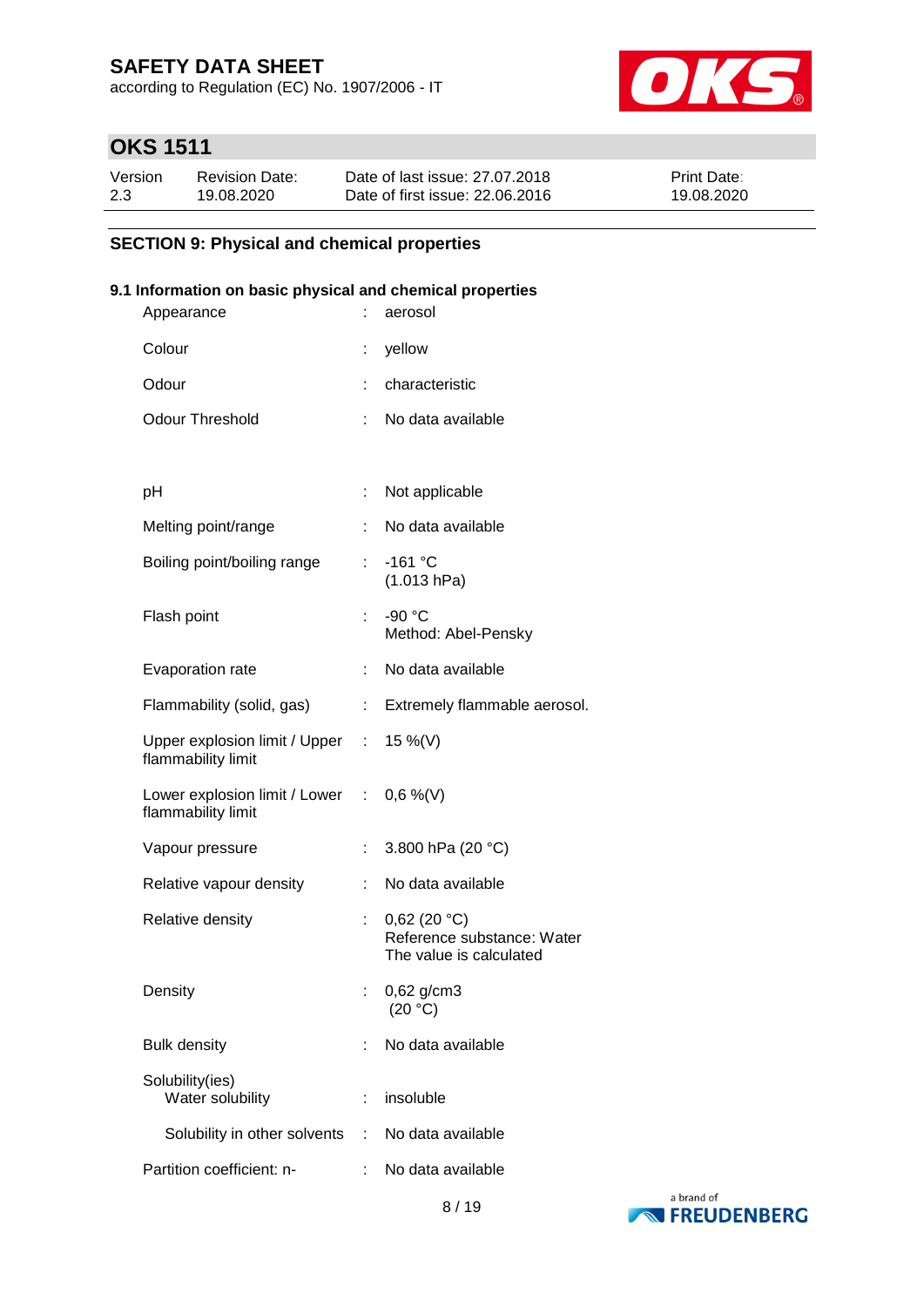## SECTION 9: Physical and chemical properties

### 9.1 Information on basic physical and chemical properties

| Property | Value |
|---|---|
| Appearance | aerosol |
| Colour | yellow |
| Odour | characteristic |
| Odour Threshold | No data available |
| pH | Not applicable |
| Melting point/range | No data available |
| Boiling point/boiling range | -161 °C<br>(1.013 hPa) |
| Flash point | -90 °C<br>Method: Abel-Pensky |
| Evaporation rate | No data available |
| Flammability (solid, gas) | Extremely flammable aerosol. |
| Upper explosion limit / Upper flammability limit | 15 %(V) |
| Lower explosion limit / Lower flammability limit | 0,6 %(V) |
| Vapour pressure | 3.800 hPa (20 °C) |
| Relative vapour density | No data available |
| Relative density | 0,62 (20 °C)<br>Reference substance: Water<br>The value is calculated |
| Density | 0,62 g/cm3<br>(20 °C) |
| Bulk density | No data available |
| Solubility(ies)<br>Water solubility | insoluble |
| Solubility in other solvents | No data available |
| Partition coefficient: n- | No data available |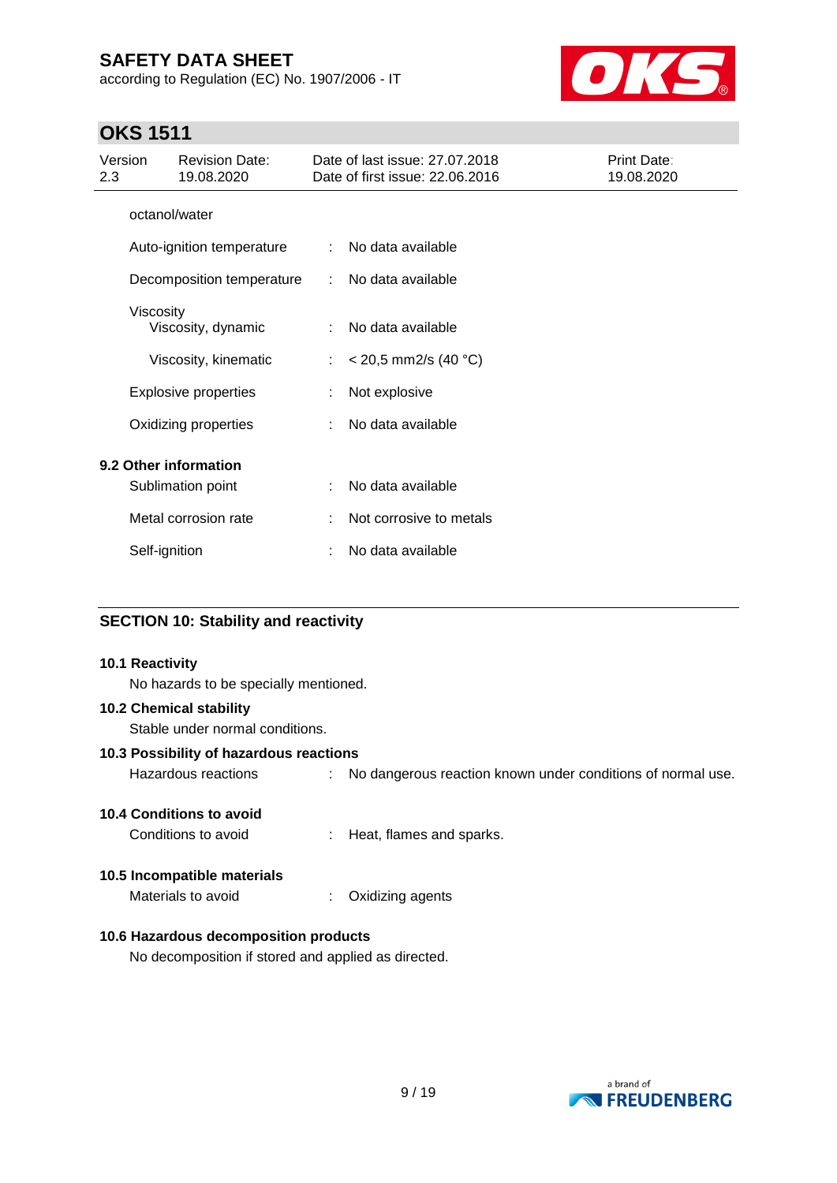| | | |
|---|---|---|
| octanol/water | | |
| Auto-ignition temperature | : | No data available |
| Decomposition temperature | : | No data available |
| Viscosity | | |
| Viscosity, dynamic | : | No data available |
| Viscosity, kinematic | : | < 20,5 mm2/s (40 °C) |
| Explosive properties | : | Not explosive |
| Oxidizing properties | : | No data available |

**9.2 Other information**

| | | |
|---|---|---|
| Sublimation point | : | No data available |
| Metal corrosion rate | : | Not corrosive to metals |
| Self-ignition | : | No data available |

## SECTION 10: Stability and reactivity

**10.1 Reactivity**

No hazards to be specially mentioned.

**10.2 Chemical stability**

Stable under normal conditions.

**10.3 Possibility of hazardous reactions**

Hazardous reactions : No dangerous reaction known under conditions of normal use.

**10.4 Conditions to avoid**

Conditions to avoid : Heat, flames and sparks.

**10.5 Incompatible materials**

Materials to avoid : Oxidizing agents

**10.6 Hazardous decomposition products**

No decomposition if stored and applied as directed.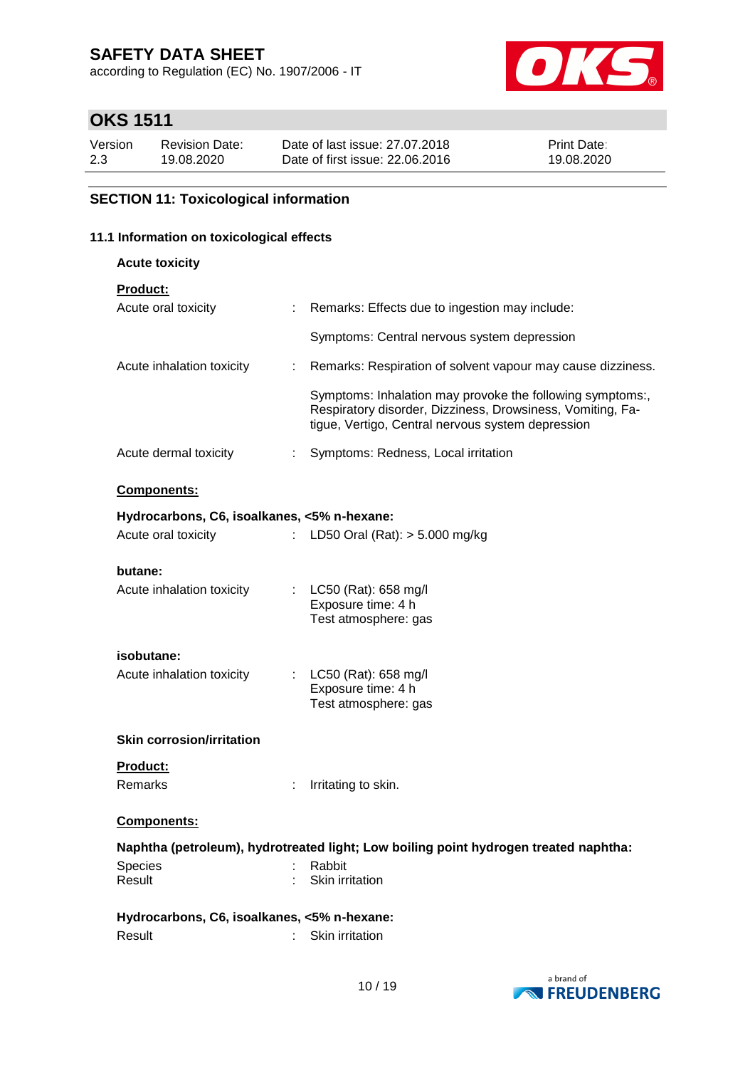## SECTION 11: Toxicological information

### 11.1 Information on toxicological effects

**Acute toxicity**

**Product:**

Acute oral toxicity : Remarks: Effects due to ingestion may include:

Symptoms: Central nervous system depression

Acute inhalation toxicity : Remarks: Respiration of solvent vapour may cause dizziness.

Symptoms: Inhalation may provoke the following symptoms:, Respiratory disorder, Dizziness, Drowsiness, Vomiting, Fatigue, Vertigo, Central nervous system depression

Acute dermal toxicity : Symptoms: Redness, Local irritation

**Components:**

**Hydrocarbons, C6, isoalkanes, <5% n-hexane:**

Acute oral toxicity : LD50 Oral (Rat): > 5.000 mg/kg

**butane:**

Acute inhalation toxicity : LC50 (Rat): 658 mg/l
Exposure time: 4 h
Test atmosphere: gas

**isobutane:**

Acute inhalation toxicity : LC50 (Rat): 658 mg/l
Exposure time: 4 h
Test atmosphere: gas

**Skin corrosion/irritation**

**Product:**

Remarks : Irritating to skin.

**Components:**

**Naphtha (petroleum), hydrotreated light; Low boiling point hydrogen treated naphtha:**

Species : Rabbit
Result : Skin irritation

**Hydrocarbons, C6, isoalkanes, <5% n-hexane:**

Result : Skin irritation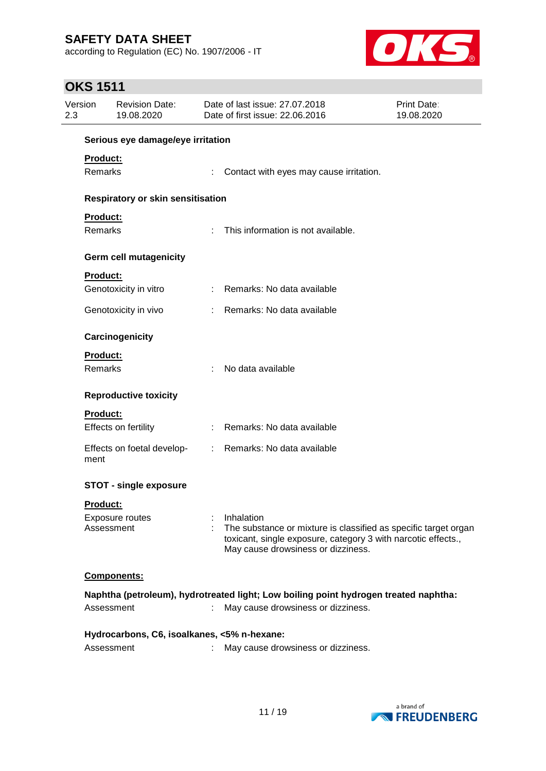#### Serious eye damage/eye irritation

**Product:**

Remarks : Contact with eyes may cause irritation.

#### Respiratory or skin sensitisation

**Product:**

Remarks : This information is not available.

#### Germ cell mutagenicity

**Product:**

Genotoxicity in vitro : Remarks: No data available

Genotoxicity in vivo : Remarks: No data available

#### Carcinogenicity

**Product:**

Remarks : No data available

#### Reproductive toxicity

**Product:**

Effects on fertility : Remarks: No data available

Effects on foetal development : Remarks: No data available

#### STOT - single exposure

**Product:**

Exposure routes : Inhalation

Assessment : The substance or mixture is classified as specific target organ toxicant, single exposure, category 3 with narcotic effects., May cause drowsiness or dizziness.

**Components:**

**Naphtha (petroleum), hydrotreated light; Low boiling point hydrogen treated naphtha:**

Assessment : May cause drowsiness or dizziness.

**Hydrocarbons, C6, isoalkanes, <5% n-hexane:**

Assessment : May cause drowsiness or dizziness.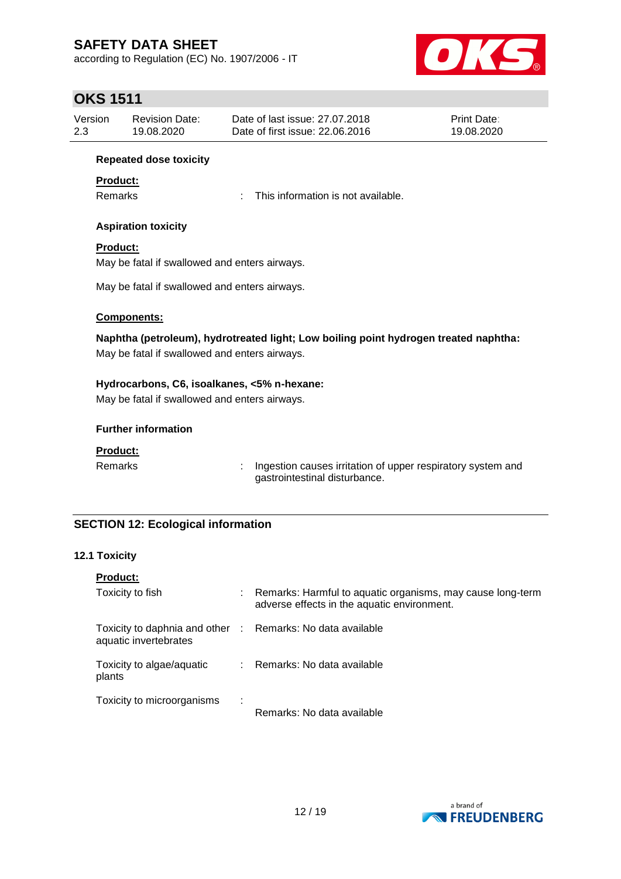**Repeated dose toxicity**

**Product:**

| | | |
|---|---|---|
| Remarks | : | This information is not available. |

**Aspiration toxicity**

**Product:**

May be fatal if swallowed and enters airways.

May be fatal if swallowed and enters airways.

**Components:**

**Naphtha (petroleum), hydrotreated light; Low boiling point hydrogen treated naphtha:**

May be fatal if swallowed and enters airways.

**Hydrocarbons, C6, isoalkanes, <5% n-hexane:**

May be fatal if swallowed and enters airways.

**Further information**

**Product:**

| | | |
|---|---|---|
| Remarks | : | Ingestion causes irritation of upper respiratory system and gastrointestinal disturbance. |

## SECTION 12: Ecological information

### 12.1 Toxicity

**Product:**

| | | |
|---|---|---|
| Toxicity to fish | : | Remarks: Harmful to aquatic organisms, may cause long-term adverse effects in the aquatic environment. |
| Toxicity to daphnia and other aquatic invertebrates | : | Remarks: No data available |
| Toxicity to algae/aquatic plants | : | Remarks: No data available |
| Toxicity to microorganisms | : | Remarks: No data available |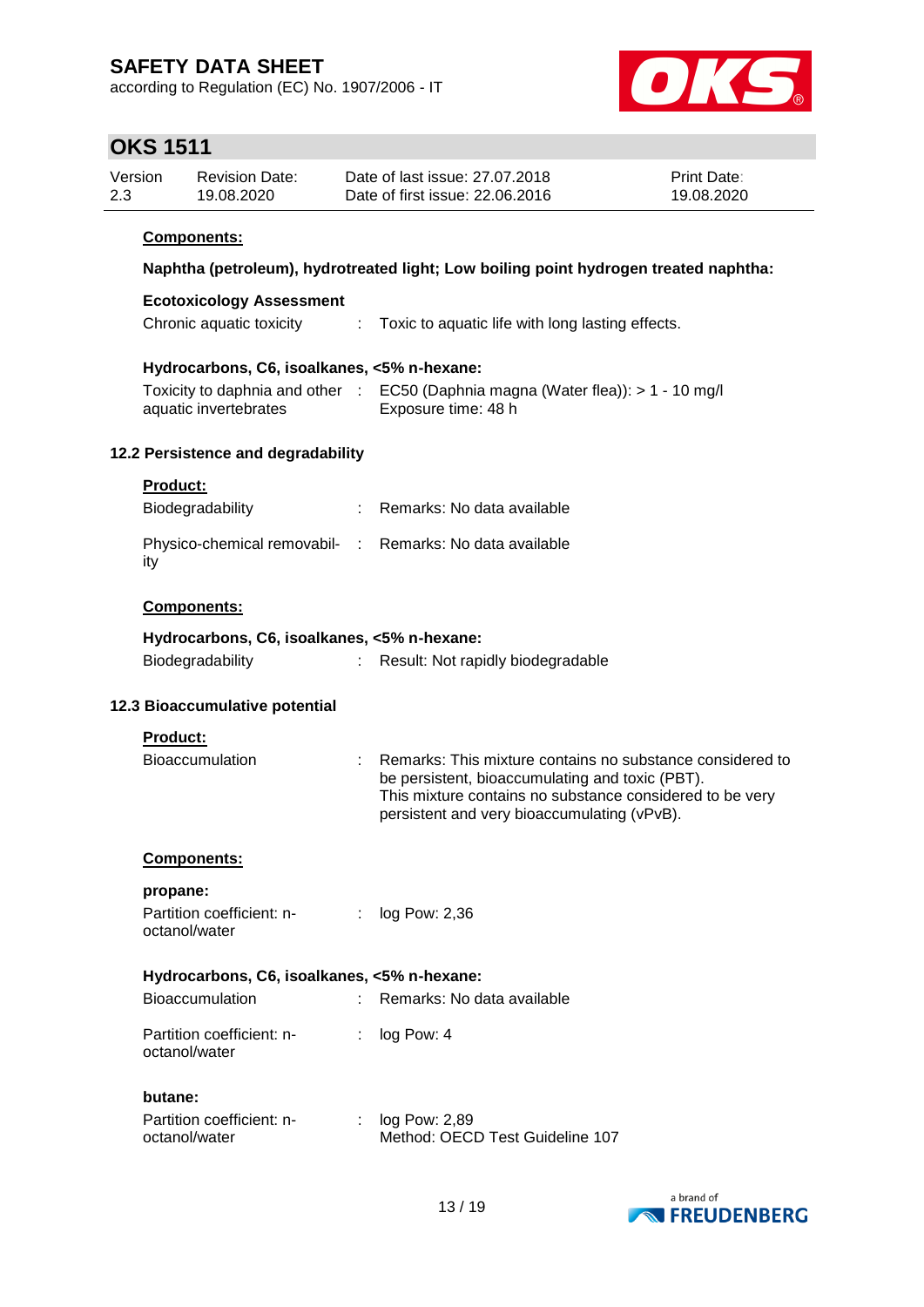**Components:**

**Naphtha (petroleum), hydrotreated light; Low boiling point hydrogen treated naphtha:**

**Ecotoxicology Assessment**

Chronic aquatic toxicity : Toxic to aquatic life with long lasting effects.

**Hydrocarbons, C6, isoalkanes, <5% n-hexane:**

Toxicity to daphnia and other aquatic invertebrates : EC50 (Daphnia magna (Water flea)): > 1 - 10 mg/l
Exposure time: 48 h

### 12.2 Persistence and degradability

**Product:**

Biodegradability : Remarks: No data available

Physico-chemical removability : Remarks: No data available

**Components:**

**Hydrocarbons, C6, isoalkanes, <5% n-hexane:**

Biodegradability : Result: Not rapidly biodegradable

### 12.3 Bioaccumulative potential

**Product:**

Bioaccumulation : Remarks: This mixture contains no substance considered to be persistent, bioaccumulating and toxic (PBT).
This mixture contains no substance considered to be very persistent and very bioaccumulating (vPvB).

**Components:**

**propane:**

Partition coefficient: n-octanol/water : log Pow: 2,36

**Hydrocarbons, C6, isoalkanes, <5% n-hexane:**

Bioaccumulation : Remarks: No data available

Partition coefficient: n-octanol/water : log Pow: 4

**butane:**

Partition coefficient: n-octanol/water : log Pow: 2,89
Method: OECD Test Guideline 107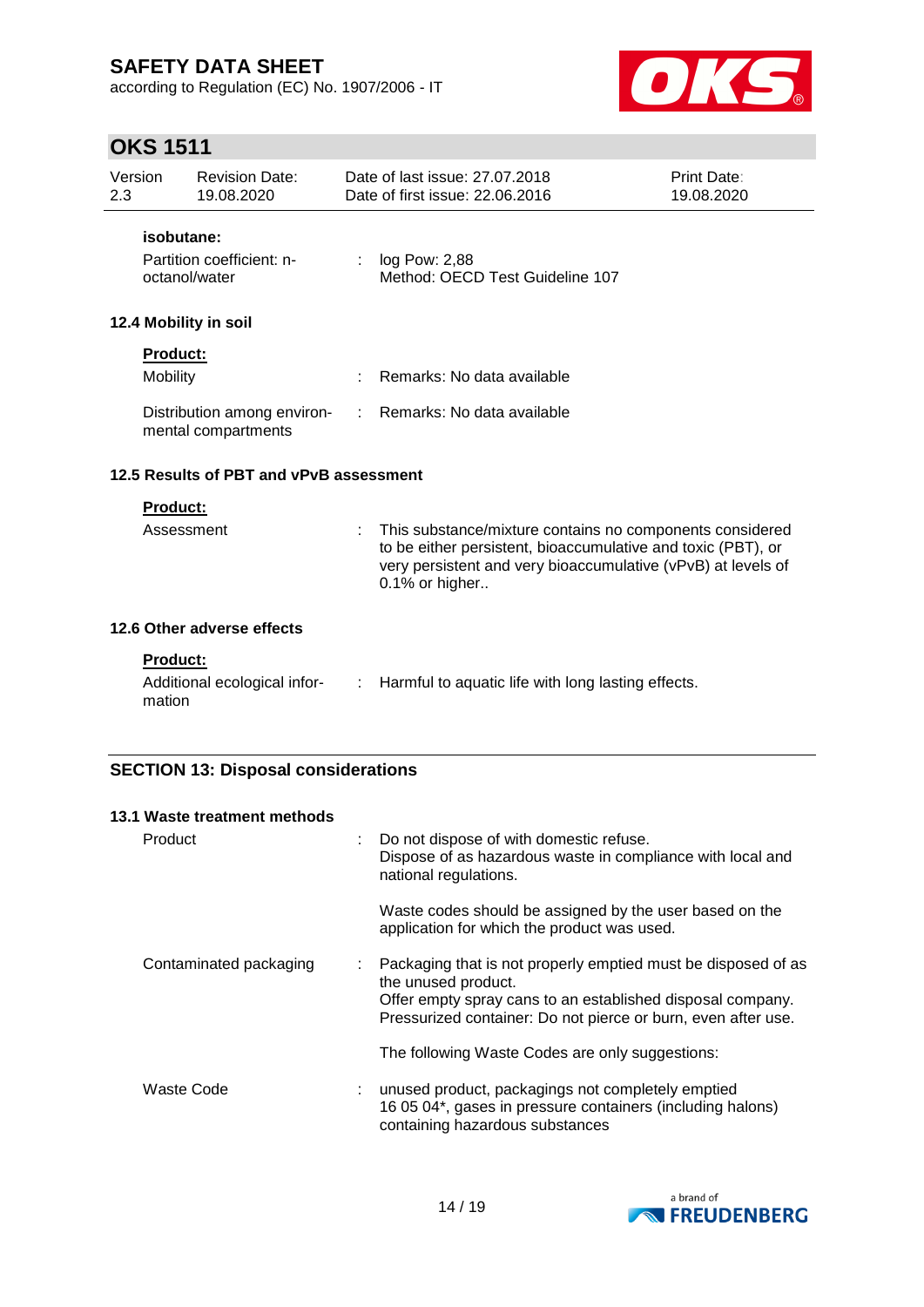**isobutane:**

| | | |
|---|---|---|
| Partition coefficient: n-octanol/water | : | log Pow: 2,88<br>Method: OECD Test Guideline 107 |

### 12.4 Mobility in soil

**Product:**

| | | |
|---|---|---|
| Mobility | : | Remarks: No data available |
| Distribution among environmental compartments | : | Remarks: No data available |

### 12.5 Results of PBT and vPvB assessment

**Product:**

| | | |
|---|---|---|
| Assessment | : | This substance/mixture contains no components considered to be either persistent, bioaccumulative and toxic (PBT), or very persistent and very bioaccumulative (vPvB) at levels of 0.1% or higher.. |

### 12.6 Other adverse effects

**Product:**

| | | |
|---|---|---|
| Additional ecological information | : | Harmful to aquatic life with long lasting effects. |

## SECTION 13: Disposal considerations

### 13.1 Waste treatment methods

| | | |
|---|---|---|
| Product | : | Do not dispose of with domestic refuse.<br>Dispose of as hazardous waste in compliance with local and national regulations.<br><br>Waste codes should be assigned by the user based on the application for which the product was used. |
| Contaminated packaging | : | Packaging that is not properly emptied must be disposed of as the unused product.<br>Offer empty spray cans to an established disposal company.<br>Pressurized container: Do not pierce or burn, even after use.<br><br>The following Waste Codes are only suggestions: |
| Waste Code | : | unused product, packagings not completely emptied<br>16 05 04*, gases in pressure containers (including halons) containing hazardous substances |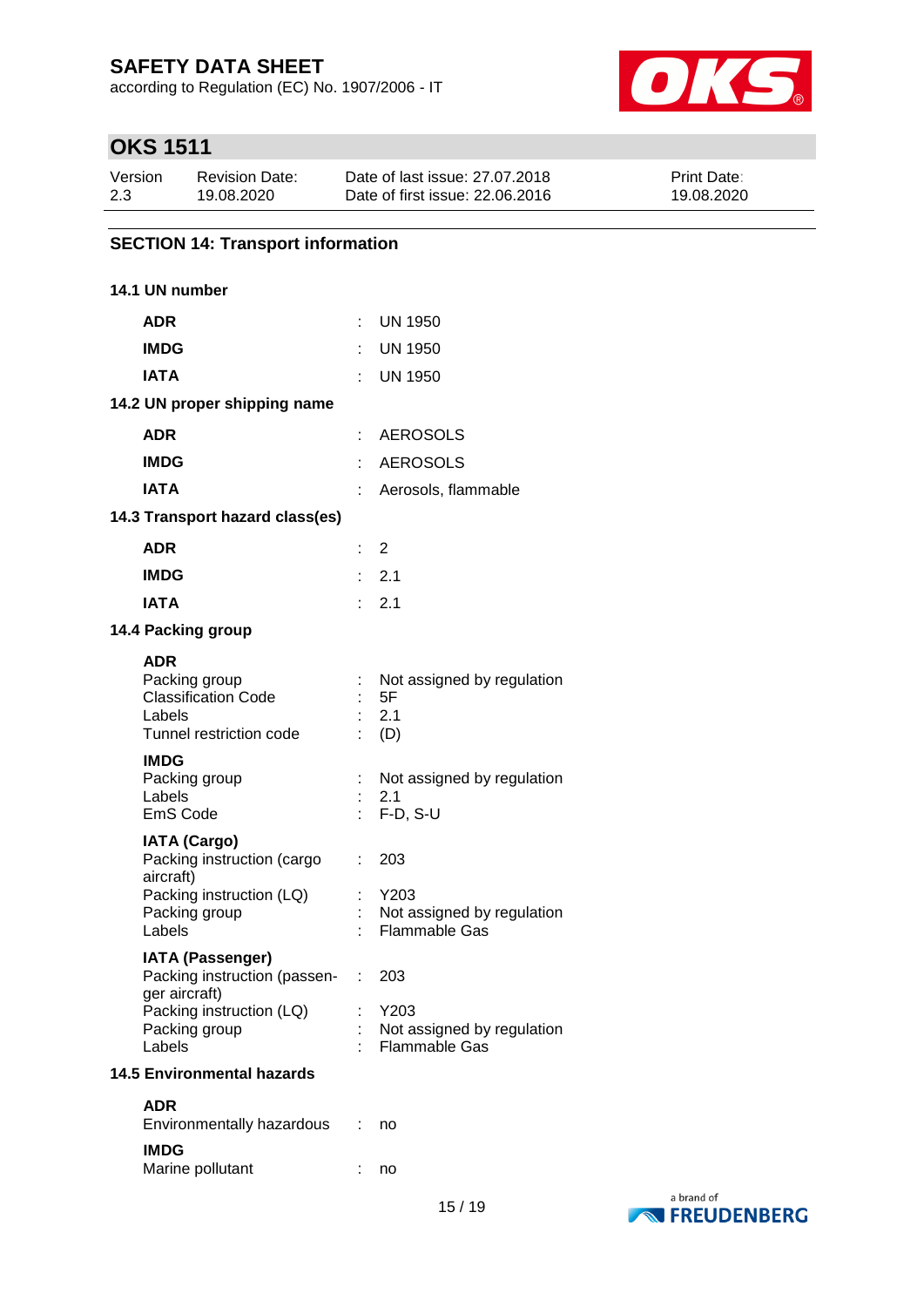## SECTION 14: Transport information

### 14.1 UN number

| | | |
|---|---|---|
| **ADR** | : | UN 1950 |
| **IMDG** | : | UN 1950 |
| **IATA** | : | UN 1950 |

### 14.2 UN proper shipping name

| | | |
|---|---|---|
| **ADR** | : | AEROSOLS |
| **IMDG** | : | AEROSOLS |
| **IATA** | : | Aerosols, flammable |

### 14.3 Transport hazard class(es)

| | | |
|---|---|---|
| **ADR** | : | 2 |
| **IMDG** | : | 2.1 |
| **IATA** | : | 2.1 |

### 14.4 Packing group

**ADR**

| | | |
|---|---|---|
| Packing group | : | Not assigned by regulation |
| Classification Code | : | 5F |
| Labels | : | 2.1 |
| Tunnel restriction code | : | (D) |

**IMDG**

| | | |
|---|---|---|
| Packing group | : | Not assigned by regulation |
| Labels | : | 2.1 |
| EmS Code | : | F-D, S-U |

**IATA (Cargo)**

| | | |
|---|---|---|
| Packing instruction (cargo aircraft) | : | 203 |
| Packing instruction (LQ) | : | Y203 |
| Packing group | : | Not assigned by regulation |
| Labels | : | Flammable Gas |

**IATA (Passenger)**

| | | |
|---|---|---|
| Packing instruction (passenger aircraft) | : | 203 |
| Packing instruction (LQ) | : | Y203 |
| Packing group | : | Not assigned by regulation |
| Labels | : | Flammable Gas |

### 14.5 Environmental hazards

**ADR**

| | | |
|---|---|---|
| Environmentally hazardous | : | no |

**IMDG**

| | | |
|---|---|---|
| Marine pollutant | : | no |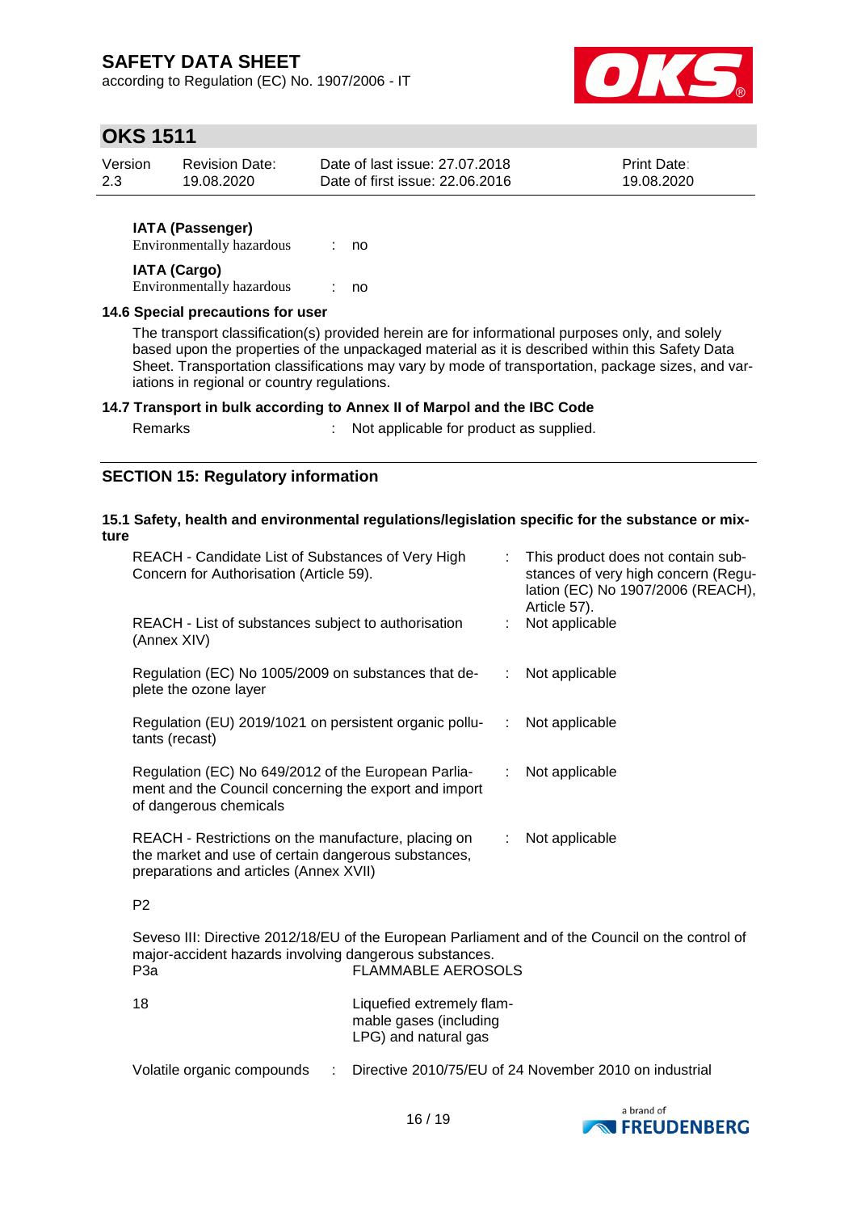**IATA (Passenger)**

Environmentally hazardous : no

**IATA (Cargo)**

Environmentally hazardous : no

### 14.6 Special precautions for user

The transport classification(s) provided herein are for informational purposes only, and solely based upon the properties of the unpackaged material as it is described within this Safety Data Sheet. Transportation classifications may vary by mode of transportation, package sizes, and variations in regional or country regulations.

### 14.7 Transport in bulk according to Annex II of Marpol and the IBC Code

Remarks : Not applicable for product as supplied.

## SECTION 15: Regulatory information

### 15.1 Safety, health and environmental regulations/legislation specific for the substance or mixture

| | | |
|---|---|---|
| REACH - Candidate List of Substances of Very High Concern for Authorisation (Article 59). | : | This product does not contain substances of very high concern (Regulation (EC) No 1907/2006 (REACH), Article 57). |
| REACH - List of substances subject to authorisation (Annex XIV) | : | Not applicable |
| Regulation (EC) No 1005/2009 on substances that deplete the ozone layer | : | Not applicable |
| Regulation (EU) 2019/1021 on persistent organic pollutants (recast) | : | Not applicable |
| Regulation (EC) No 649/2012 of the European Parliament and the Council concerning the export and import of dangerous chemicals | : | Not applicable |
| REACH - Restrictions on the manufacture, placing on the market and use of certain dangerous substances, preparations and articles (Annex XVII) | : | Not applicable |

P2

Seveso III: Directive 2012/18/EU of the European Parliament and of the Council on the control of major-accident hazards involving dangerous substances.

| | |
|---|---|
| P3a | FLAMMABLE AEROSOLS |
| 18 | Liquefied extremely flammable gases (including LPG) and natural gas |

Volatile organic compounds : Directive 2010/75/EU of 24 November 2010 on industrial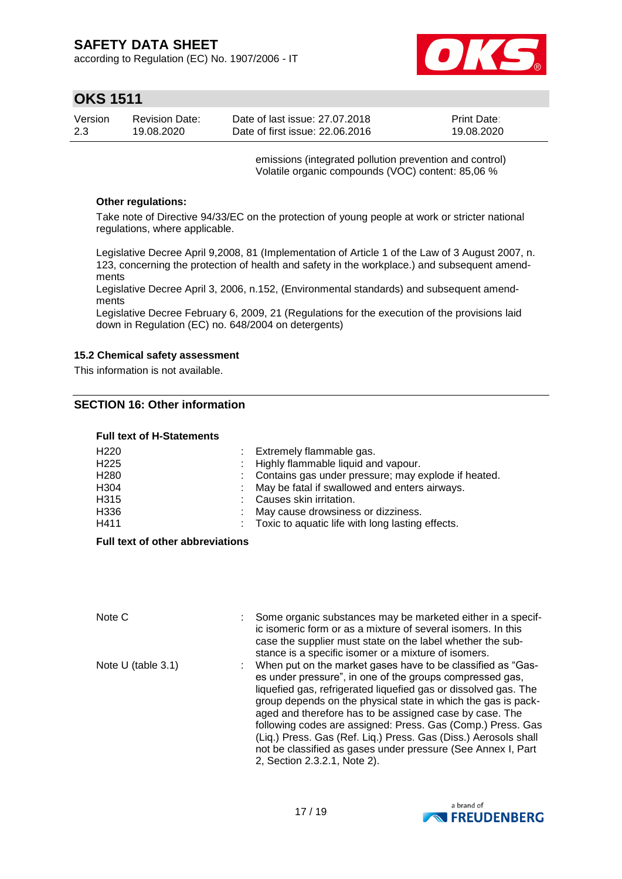emissions (integrated pollution prevention and control)
Volatile organic compounds (VOC) content: 85,06 %

**Other regulations:**

Take note of Directive 94/33/EC on the protection of young people at work or stricter national regulations, where applicable.

Legislative Decree April 9,2008, 81 (Implementation of Article 1 of the Law of 3 August 2007, n. 123, concerning the protection of health and safety in the workplace.) and subsequent amendments
Legislative Decree April 3, 2006, n.152, (Environmental standards) and subsequent amendments
Legislative Decree February 6, 2009, 21 (Regulations for the execution of the provisions laid down in Regulation (EC) no. 648/2004 on detergents)

### 15.2 Chemical safety assessment

This information is not available.

## SECTION 16: Other information

**Full text of H-Statements**

| | | |
|---|---|---|
| H220 | : | Extremely flammable gas. |
| H225 | : | Highly flammable liquid and vapour. |
| H280 | : | Contains gas under pressure; may explode if heated. |
| H304 | : | May be fatal if swallowed and enters airways. |
| H315 | : | Causes skin irritation. |
| H336 | : | May cause drowsiness or dizziness. |
| H411 | : | Toxic to aquatic life with long lasting effects. |

**Full text of other abbreviations**

| | | |
|---|---|---|
| Note C | : | Some organic substances may be marketed either in a specific isomeric form or as a mixture of several isomers. In this case the supplier must state on the label whether the substance is a specific isomer or a mixture of isomers. |
| Note U (table 3.1) | : | When put on the market gases have to be classified as "Gases under pressure", in one of the groups compressed gas, liquefied gas, refrigerated liquefied gas or dissolved gas. The group depends on the physical state in which the gas is packaged and therefore has to be assigned case by case. The following codes are assigned: Press. Gas (Comp.) Press. Gas (Liq.) Press. Gas (Ref. Liq.) Press. Gas (Diss.) Aerosols shall not be classified as gases under pressure (See Annex I, Part 2, Section 2.3.2.1, Note 2). |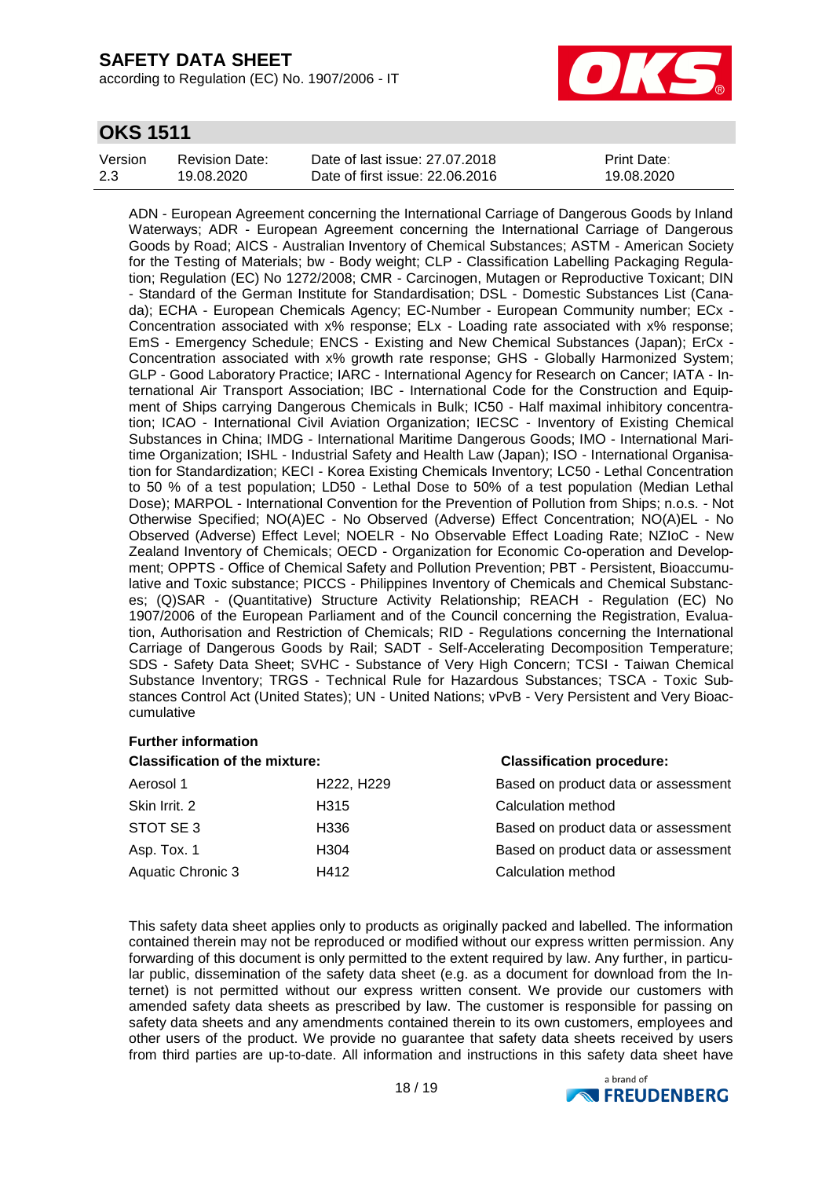ADN - European Agreement concerning the International Carriage of Dangerous Goods by Inland Waterways; ADR - European Agreement concerning the International Carriage of Dangerous Goods by Road; AICS - Australian Inventory of Chemical Substances; ASTM - American Society for the Testing of Materials; bw - Body weight; CLP - Classification Labelling Packaging Regulation; Regulation (EC) No 1272/2008; CMR - Carcinogen, Mutagen or Reproductive Toxicant; DIN - Standard of the German Institute for Standardisation; DSL - Domestic Substances List (Canada); ECHA - European Chemicals Agency; EC-Number - European Community number; ECx - Concentration associated with x% response; ELx - Loading rate associated with x% response; EmS - Emergency Schedule; ENCS - Existing and New Chemical Substances (Japan); ErCx - Concentration associated with x% growth rate response; GHS - Globally Harmonized System; GLP - Good Laboratory Practice; IARC - International Agency for Research on Cancer; IATA - International Air Transport Association; IBC - International Code for the Construction and Equipment of Ships carrying Dangerous Chemicals in Bulk; IC50 - Half maximal inhibitory concentration; ICAO - International Civil Aviation Organization; IECSC - Inventory of Existing Chemical Substances in China; IMDG - International Maritime Dangerous Goods; IMO - International Maritime Organization; ISHL - Industrial Safety and Health Law (Japan); ISO - International Organisation for Standardization; KECI - Korea Existing Chemicals Inventory; LC50 - Lethal Concentration to 50 % of a test population; LD50 - Lethal Dose to 50% of a test population (Median Lethal Dose); MARPOL - International Convention for the Prevention of Pollution from Ships; n.o.s. - Not Otherwise Specified; NO(A)EC - No Observed (Adverse) Effect Concentration; NO(A)EL - No Observed (Adverse) Effect Level; NOELR - No Observable Effect Loading Rate; NZIoC - New Zealand Inventory of Chemicals; OECD - Organization for Economic Co-operation and Development; OPPTS - Office of Chemical Safety and Pollution Prevention; PBT - Persistent, Bioaccumulative and Toxic substance; PICCS - Philippines Inventory of Chemicals and Chemical Substances; (Q)SAR - (Quantitative) Structure Activity Relationship; REACH - Regulation (EC) No 1907/2006 of the European Parliament and of the Council concerning the Registration, Evaluation, Authorisation and Restriction of Chemicals; RID - Regulations concerning the International Carriage of Dangerous Goods by Rail; SADT - Self-Accelerating Decomposition Temperature; SDS - Safety Data Sheet; SVHC - Substance of Very High Concern; TCSI - Taiwan Chemical Substance Inventory; TRGS - Technical Rule for Hazardous Substances; TSCA - Toxic Substances Control Act (United States); UN - United Nations; vPvB - Very Persistent and Very Bioaccumulative

**Further information**

| **Classification of the mixture:** | | **Classification procedure:** |
|---|---|---|
| Aerosol 1 | H222, H229 | Based on product data or assessment |
| Skin Irrit. 2 | H315 | Calculation method |
| STOT SE 3 | H336 | Based on product data or assessment |
| Asp. Tox. 1 | H304 | Based on product data or assessment |
| Aquatic Chronic 3 | H412 | Calculation method |

This safety data sheet applies only to products as originally packed and labelled. The information contained therein may not be reproduced or modified without our express written permission. Any forwarding of this document is only permitted to the extent required by law. Any further, in particular public, dissemination of the safety data sheet (e.g. as a document for download from the Internet) is not permitted without our express written consent. We provide our customers with amended safety data sheets as prescribed by law. The customer is responsible for passing on safety data sheets and any amendments contained therein to its own customers, employees and other users of the product. We provide no guarantee that safety data sheets received by users from third parties are up-to-date. All information and instructions in this safety data sheet have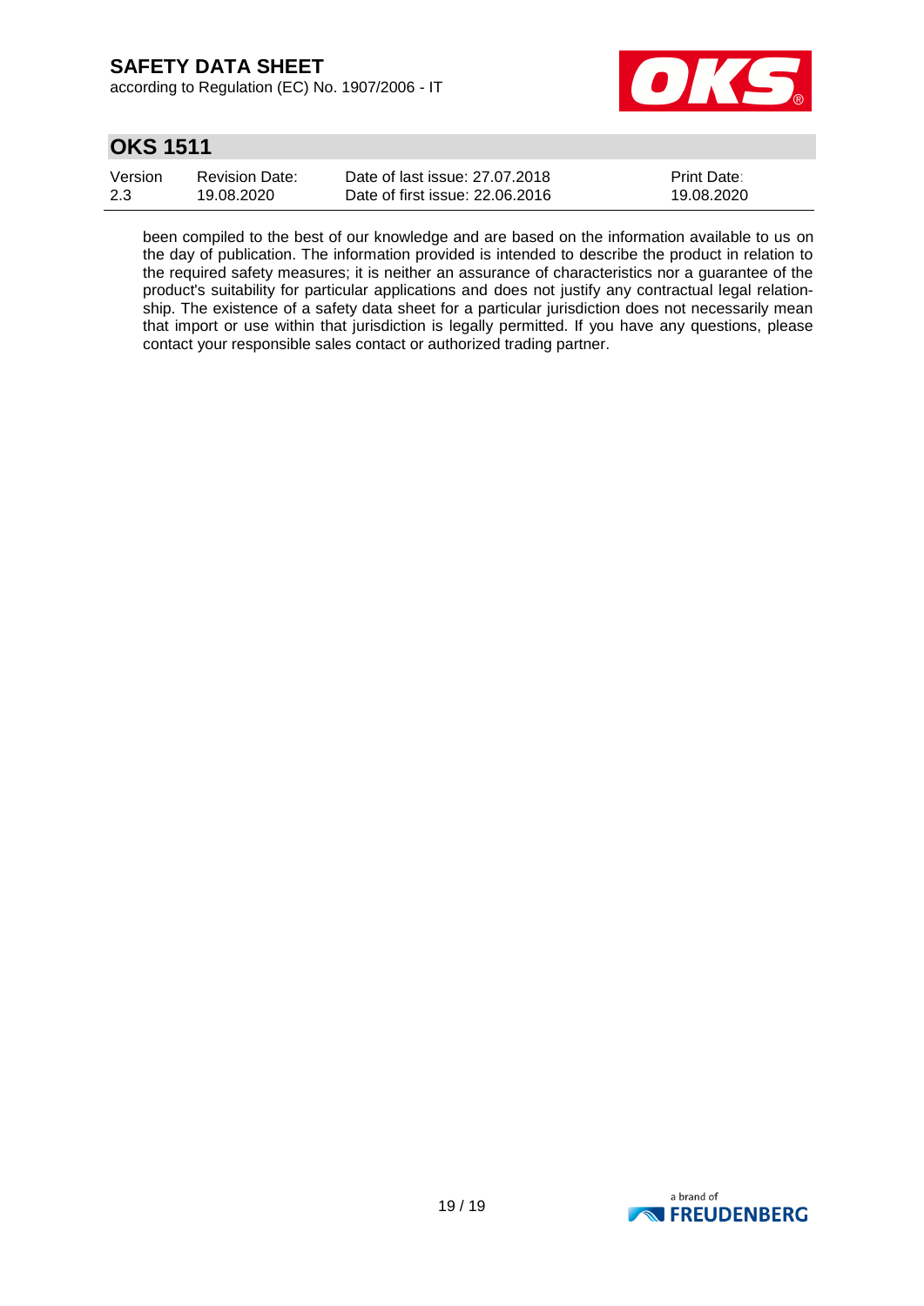been compiled to the best of our knowledge and are based on the information available to us on the day of publication. The information provided is intended to describe the product in relation to the required safety measures; it is neither an assurance of characteristics nor a guarantee of the product's suitability for particular applications and does not justify any contractual legal relationship. The existence of a safety data sheet for a particular jurisdiction does not necessarily mean that import or use within that jurisdiction is legally permitted. If you have any questions, please contact your responsible sales contact or authorized trading partner.